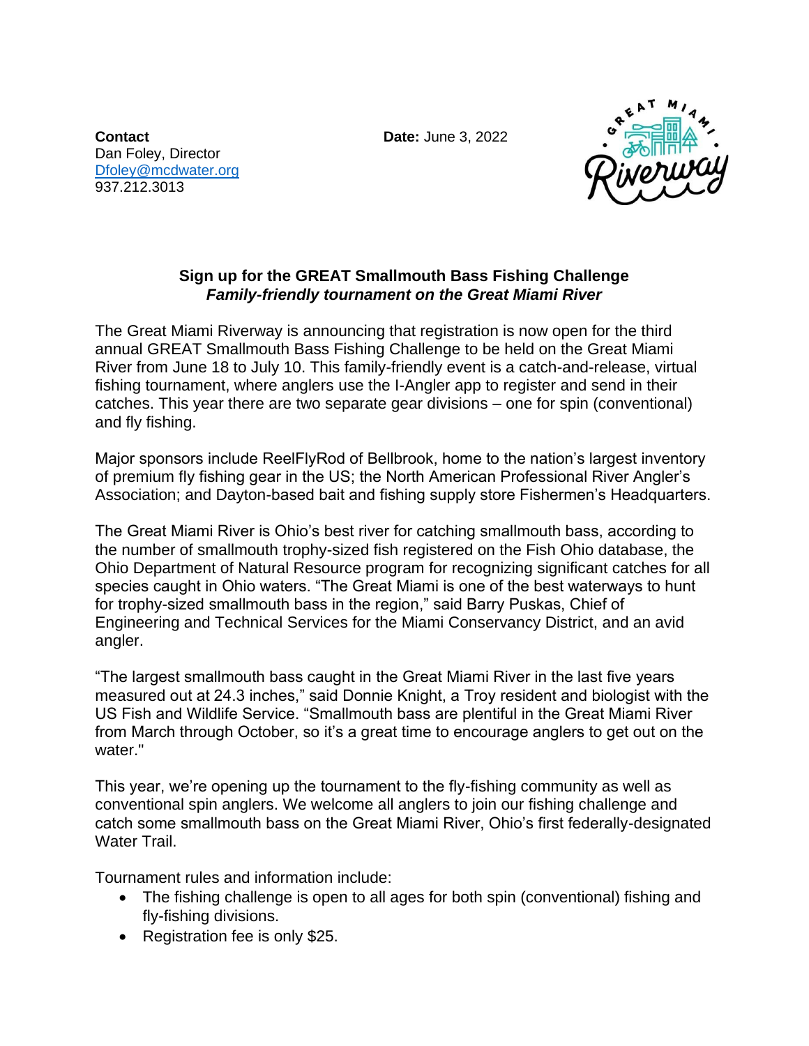**Contact**
Dan Foley, Director
Dfoley@mcdwater.org
937.212.3013

**Date:** June 3, 2022

## Sign up for the GREAT Smallmouth Bass Fishing Challenge
### *Family-friendly tournament on the Great Miami River*

The Great Miami Riverway is announcing that registration is now open for the third annual GREAT Smallmouth Bass Fishing Challenge to be held on the Great Miami River from June 18 to July 10. This family-friendly event is a catch-and-release, virtual fishing tournament, where anglers use the I-Angler app to register and send in their catches. This year there are two separate gear divisions – one for spin (conventional) and fly fishing.

Major sponsors include ReelFlyRod of Bellbrook, home to the nation's largest inventory of premium fly fishing gear in the US; the North American Professional River Angler's Association; and Dayton-based bait and fishing supply store Fishermen's Headquarters.

The Great Miami River is Ohio's best river for catching smallmouth bass, according to the number of smallmouth trophy-sized fish registered on the Fish Ohio database, the Ohio Department of Natural Resource program for recognizing significant catches for all species caught in Ohio waters. "The Great Miami is one of the best waterways to hunt for trophy-sized smallmouth bass in the region," said Barry Puskas, Chief of Engineering and Technical Services for the Miami Conservancy District, and an avid angler.

"The largest smallmouth bass caught in the Great Miami River in the last five years measured out at 24.3 inches," said Donnie Knight, a Troy resident and biologist with the US Fish and Wildlife Service. "Smallmouth bass are plentiful in the Great Miami River from March through October, so it's a great time to encourage anglers to get out on the water."

This year, we're opening up the tournament to the fly-fishing community as well as conventional spin anglers. We welcome all anglers to join our fishing challenge and catch some smallmouth bass on the Great Miami River, Ohio's first federally-designated Water Trail.

Tournament rules and information include:

- The fishing challenge is open to all ages for both spin (conventional) fishing and fly-fishing divisions.
- Registration fee is only $25.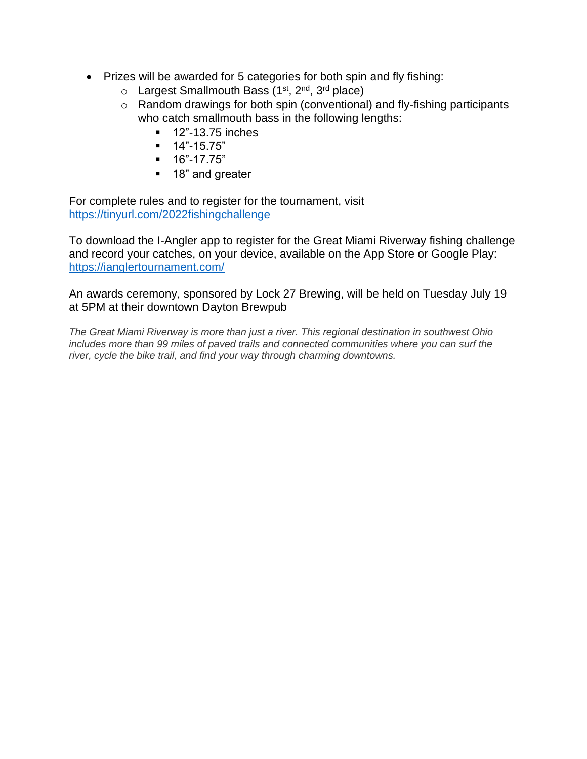- Prizes will be awarded for 5 categories for both spin and fly fishing:
  - Largest Smallmouth Bass (1st, 2nd, 3rd place)
  - Random drawings for both spin (conventional) and fly-fishing participants who catch smallmouth bass in the following lengths:
    - 12”-13.75 inches
    - 14”-15.75”
    - 16”-17.75”
    - 18” and greater

For complete rules and to register for the tournament, visit https://tinyurl.com/2022fishingchallenge

To download the I-Angler app to register for the Great Miami Riverway fishing challenge and record your catches, on your device, available on the App Store or Google Play: https://ianglertournament.com/

An awards ceremony, sponsored by Lock 27 Brewing, will be held on Tuesday July 19 at 5PM at their downtown Dayton Brewpub

*The Great Miami Riverway is more than just a river. This regional destination in southwest Ohio includes more than 99 miles of paved trails and connected communities where you can surf the river, cycle the bike trail, and find your way through charming downtowns.*